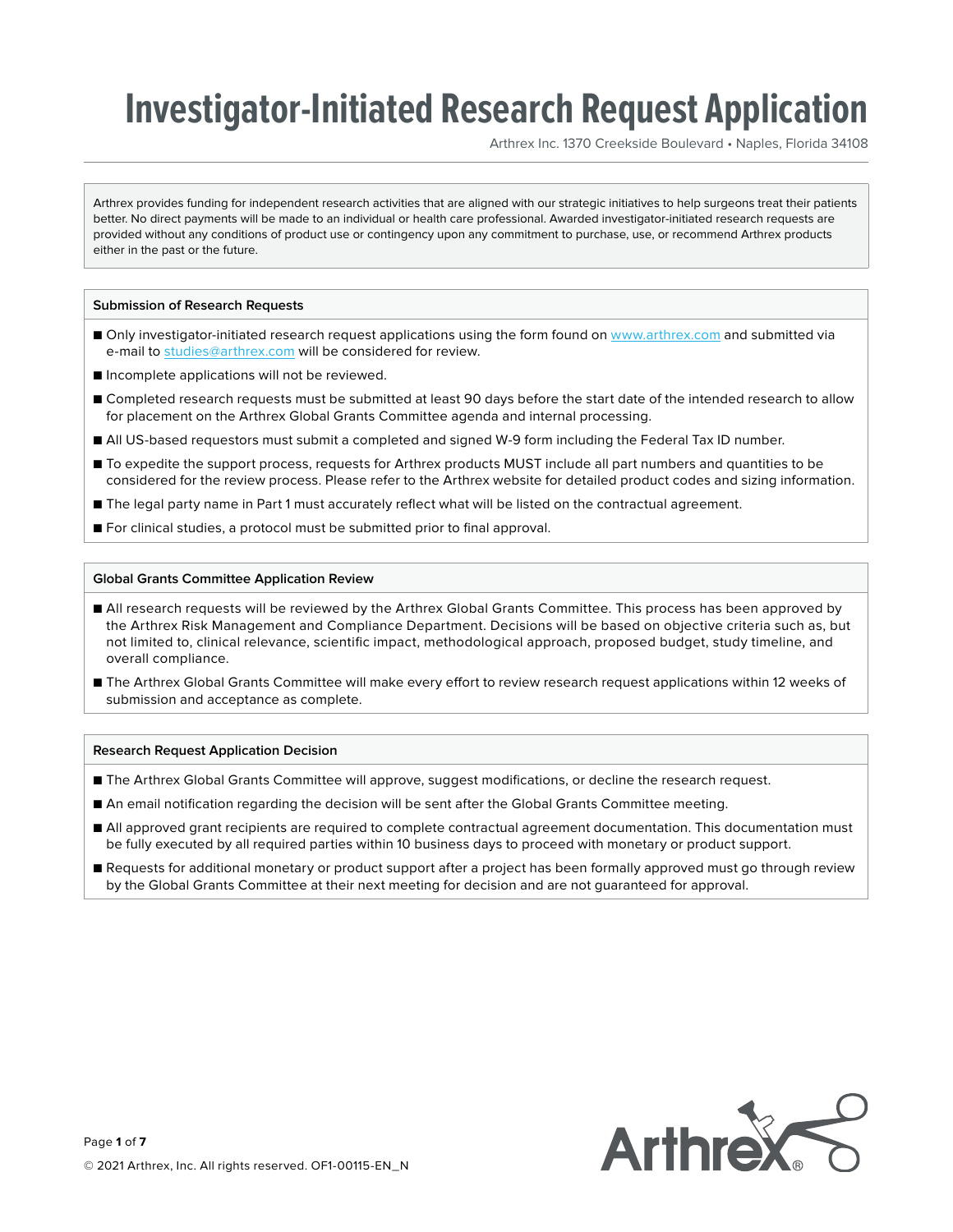# Investigator-Initiated Research Request Application

Arthrex Inc. 1370 Creekside Boulevard • Naples, Florida 34108

Arthrex provides funding for independent research activities that are aligned with our strategic initiatives to help surgeons treat their patients better. No direct payments will be made to an individual or health care professional. Awarded investigator-initiated research requests are provided without any conditions of product use or contingency upon any commitment to purchase, use, or recommend Arthrex products either in the past or the future.

### Submission of Research Requests

- Only investigator-initiated research request applications using the form found on www.arthrex.com and submitted via e-mail to studies@arthrex.com will be considered for review.
- Incomplete applications will not be reviewed.
- Completed research requests must be submitted at least 90 days before the start date of the intended research to allow for placement on the Arthrex Global Grants Committee agenda and internal processing.
- All US-based requestors must submit a completed and signed W-9 form including the Federal Tax ID number.
- To expedite the support process, requests for Arthrex products MUST include all part numbers and quantities to be considered for the review process. Please refer to the Arthrex website for detailed product codes and sizing information.
- The legal party name in Part 1 must accurately reflect what will be listed on the contractual agreement.
- For clinical studies, a protocol must be submitted prior to final approval.

### Global Grants Committee Application Review

- All research requests will be reviewed by the Arthrex Global Grants Committee. This process has been approved by the Arthrex Risk Management and Compliance Department. Decisions will be based on objective criteria such as, but not limited to, clinical relevance, scientific impact, methodological approach, proposed budget, study timeline, and overall compliance.
- The Arthrex Global Grants Committee will make every effort to review research request applications within 12 weeks of submission and acceptance as complete.

### Research Request Application Decision

- The Arthrex Global Grants Committee will approve, suggest modifications, or decline the research request.
- An email notification regarding the decision will be sent after the Global Grants Committee meeting.
- All approved grant recipients are required to complete contractual agreement documentation. This documentation must be fully executed by all required parties within 10 business days to proceed with monetary or product support.
- Requests for additional monetary or product support after a project has been formally approved must go through review by the Global Grants Committee at their next meeting for decision and are not guaranteed for approval.

© 2021 Arthrex, Inc. All rights reserved. OF1-00115-EN_N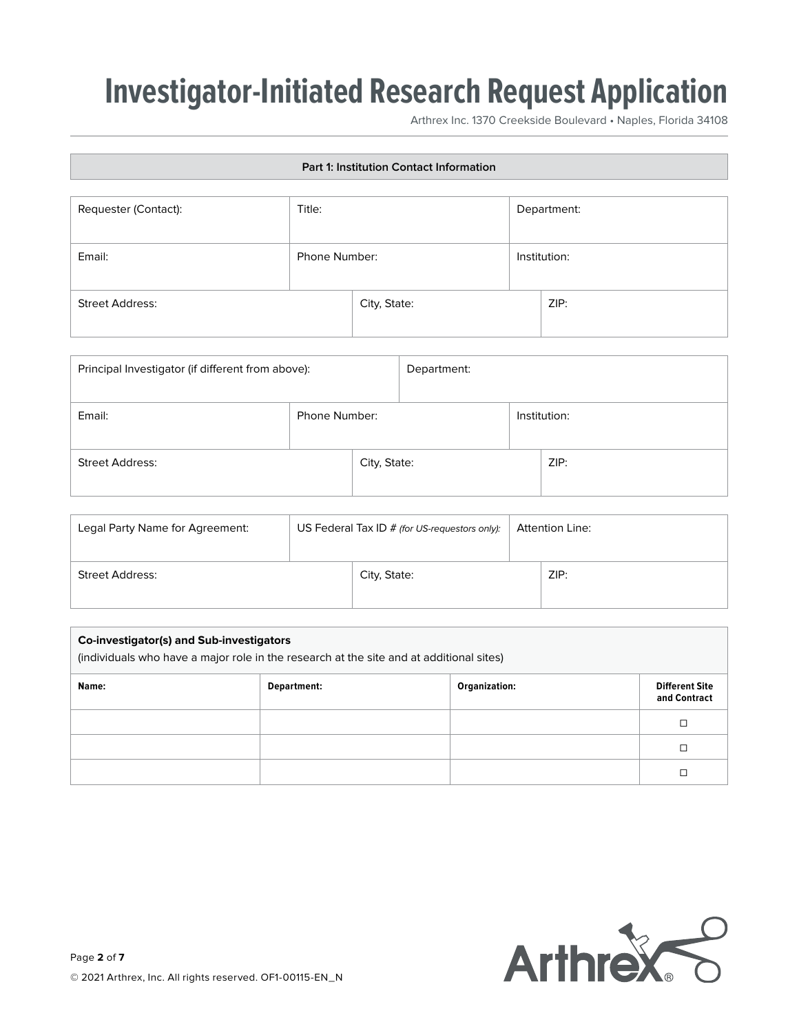# Investigator-Initiated Research Request Application

Arthrex Inc. 1370 Creekside Boulevard • Naples, Florida 34108

## Part 1: Institution Contact Information

| Requester (Contact): | Title: | Department: |
|---|---|---|
| Email: | Phone Number: | Institution: |

| Street Address: | City, State: | ZIP: |
|---|---|---|

| Principal Investigator (if different from above): | Department: |
|---|---|

| Email: | Phone Number: | Institution: |
|---|---|---|

| Street Address: | City, State: | ZIP: |
|---|---|---|

| Legal Party Name for Agreement: | US Federal Tax ID # *(for US-requestors only):* | Attention Line: |
|---|---|---|

| Street Address: | City, State: | ZIP: |
|---|---|---|

**Co-investigator(s) and Sub-investigators**
(individuals who have a major role in the research at the site and at additional sites)

| Name: | Department: | Organization: | Different Site and Contract |
|---|---|---|---|
| | | | ☐ |
| | | | ☐ |
| | | | ☐ |

© 2021 Arthrex, Inc. All rights reserved. OF1-00115-EN_N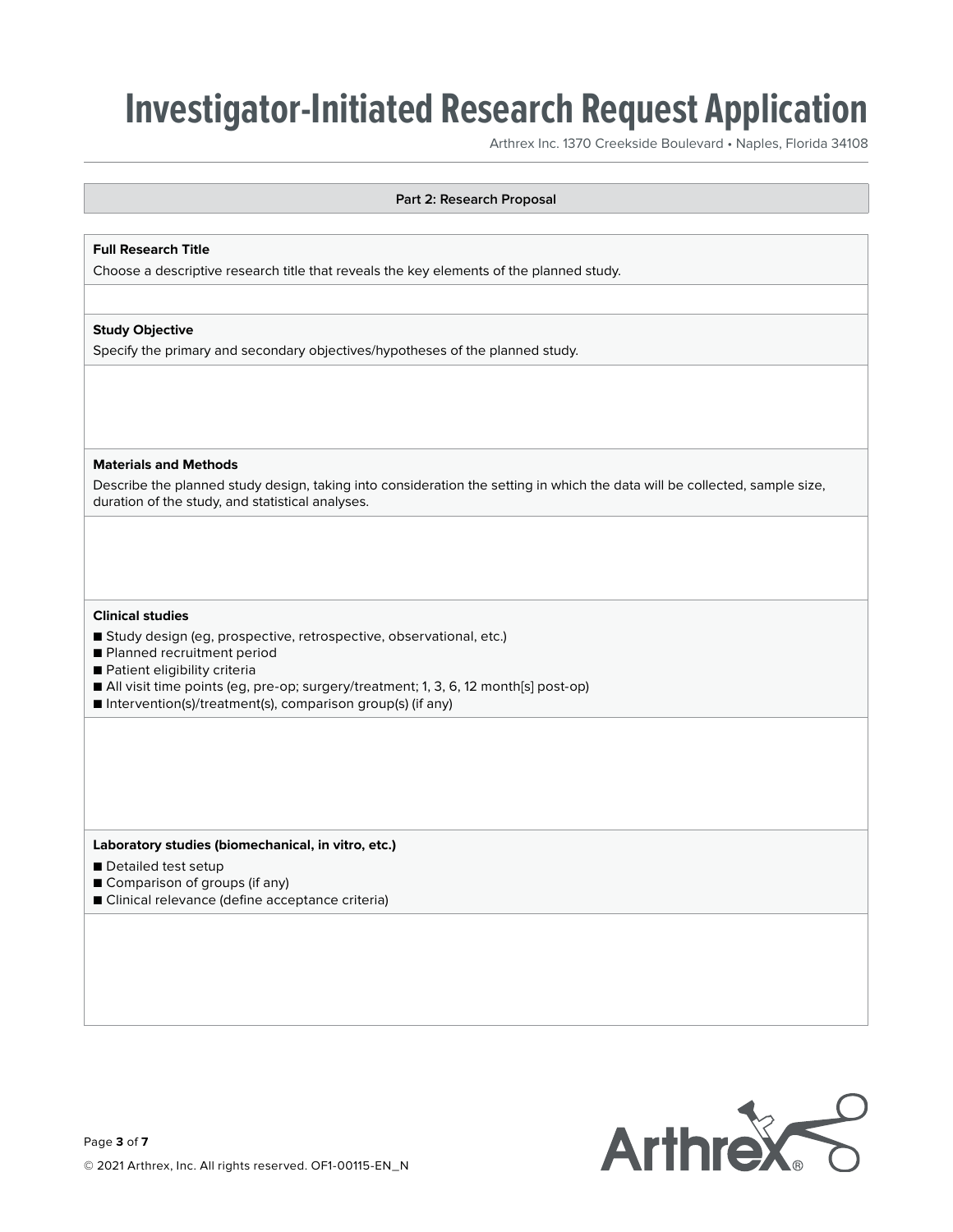# Investigator-Initiated Research Request Application

Arthrex Inc. 1370 Creekside Boulevard • Naples, Florida 34108

## Part 2: Research Proposal

**Full Research Title**

Choose a descriptive research title that reveals the key elements of the planned study.

**Study Objective**

Specify the primary and secondary objectives/hypotheses of the planned study.

**Materials and Methods**

Describe the planned study design, taking into consideration the setting in which the data will be collected, sample size, duration of the study, and statistical analyses.

**Clinical studies**

- Study design (eg, prospective, retrospective, observational, etc.)
- Planned recruitment period
- Patient eligibility criteria
- All visit time points (eg, pre-op; surgery/treatment; 1, 3, 6, 12 month[s] post-op)
- Intervention(s)/treatment(s), comparison group(s) (if any)

**Laboratory studies (biomechanical, in vitro, etc.)**

- Detailed test setup
- Comparison of groups (if any)
- Clinical relevance (define acceptance criteria)

© 2021 Arthrex, Inc. All rights reserved. OF1-00115-EN_N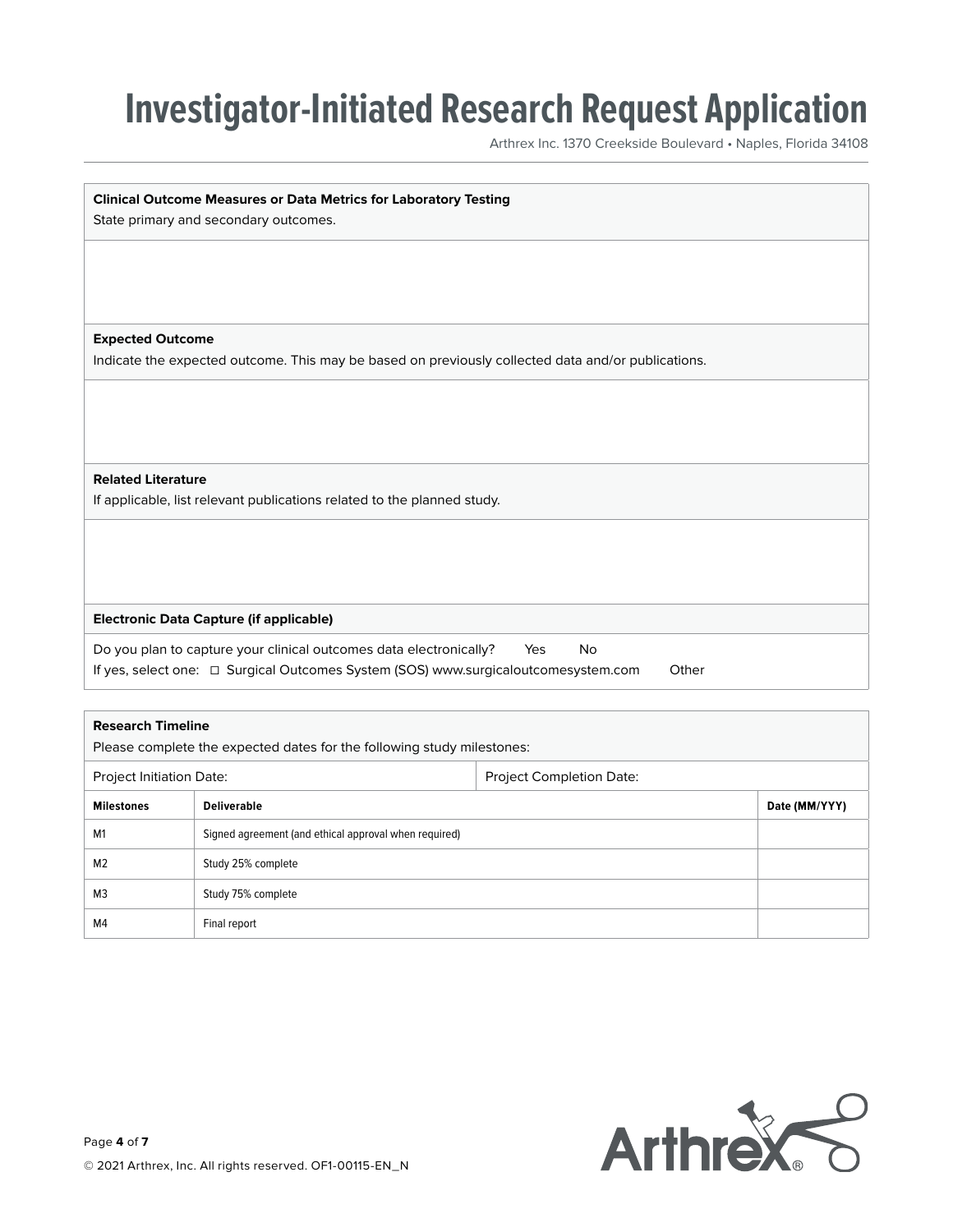# Investigator-Initiated Research Request Application

Arthrex Inc. 1370 Creekside Boulevard • Naples, Florida 34108

**Clinical Outcome Measures or Data Metrics for Laboratory Testing**

State primary and secondary outcomes.

**Expected Outcome**

Indicate the expected outcome. This may be based on previously collected data and/or publications.

**Related Literature**

If applicable, list relevant publications related to the planned study.

**Electronic Data Capture (if applicable)**

Do you plan to capture your clinical outcomes data electronically? Yes No

If yes, select one: ☐ Surgical Outcomes System (SOS) www.surgicaloutcomesystem.com Other

**Research Timeline**

Please complete the expected dates for the following study milestones:

Project Initiation Date: Project Completion Date:

| Milestones | Deliverable | Date (MM/YYY) |
|---|---|---|
| M1 | Signed agreement (and ethical approval when required) | |
| M2 | Study 25% complete | |
| M3 | Study 75% complete | |
| M4 | Final report | |

© 2021 Arthrex, Inc. All rights reserved. OF1-00115-EN_N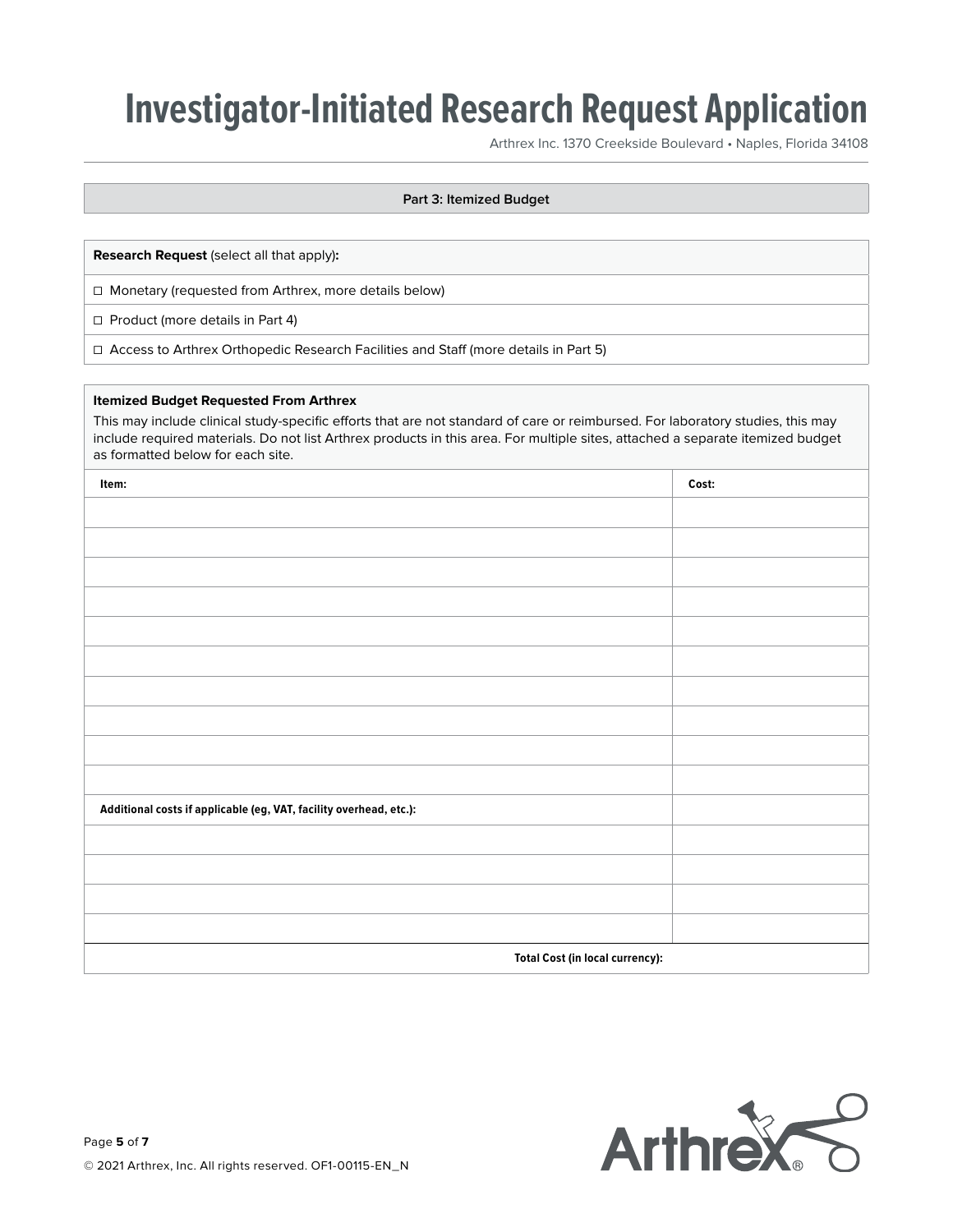# Investigator-Initiated Research Request Application

Arthrex Inc. 1370 Creekside Boulevard • Naples, Florida 34108

## Part 3: Itemized Budget

**Research Request** (select all that apply)**:**

- ☐ Monetary (requested from Arthrex, more details below)
- ☐ Product (more details in Part 4)
- ☐ Access to Arthrex Orthopedic Research Facilities and Staff (more details in Part 5)

**Itemized Budget Requested From Arthrex**

This may include clinical study-specific efforts that are not standard of care or reimbursed. For laboratory studies, this may include required materials. Do not list Arthrex products in this area. For multiple sites, attached a separate itemized budget as formatted below for each site.

| Item: | Cost: |
| --- | --- |
| | |
| | |
| | |
| | |
| | |
| | |
| | |
| | |
| | |
| | |
| **Additional costs if applicable (eg, VAT, facility overhead, etc.):** | |
| | |
| | |
| | |
| | |
| **Total Cost (in local currency):** | |

© 2021 Arthrex, Inc. All rights reserved. OF1-00115-EN_N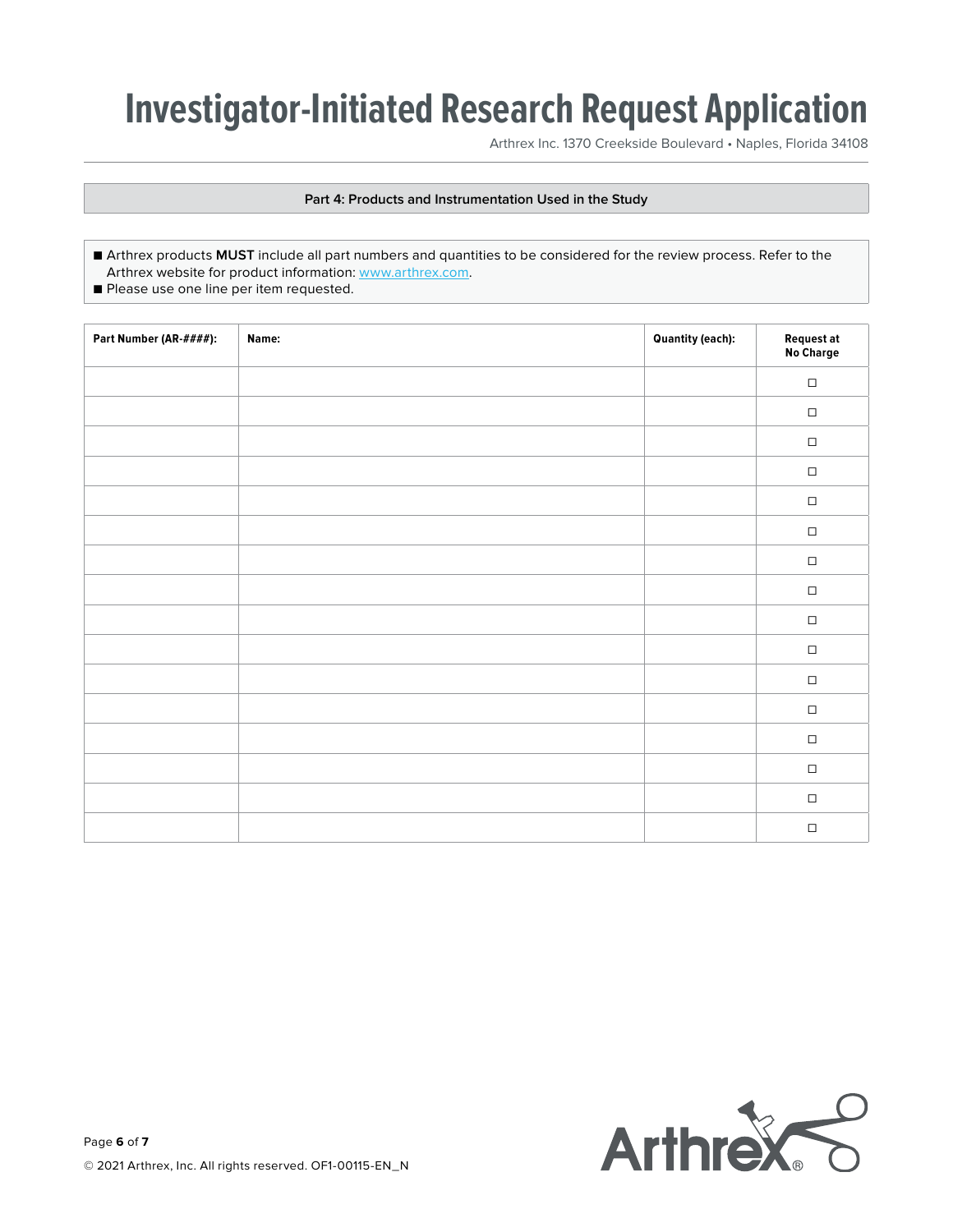# Investigator-Initiated Research Request Application

Arthrex Inc. 1370 Creekside Boulevard • Naples, Florida 34108

## Part 4: Products and Instrumentation Used in the Study

- Arthrex products **MUST** include all part numbers and quantities to be considered for the review process. Refer to the Arthrex website for product information: www.arthrex.com.
- Please use one line per item requested.

| Part Number (AR-####): | Name: | Quantity (each): | Request at No Charge |
|---|---|---|---|
| | | | ☐ |
| | | | ☐ |
| | | | ☐ |
| | | | ☐ |
| | | | ☐ |
| | | | ☐ |
| | | | ☐ |
| | | | ☐ |
| | | | ☐ |
| | | | ☐ |
| | | | ☐ |
| | | | ☐ |
| | | | ☐ |
| | | | ☐ |
| | | | ☐ |
| | | | ☐ |

© 2021 Arthrex, Inc. All rights reserved. OF1-00115-EN_N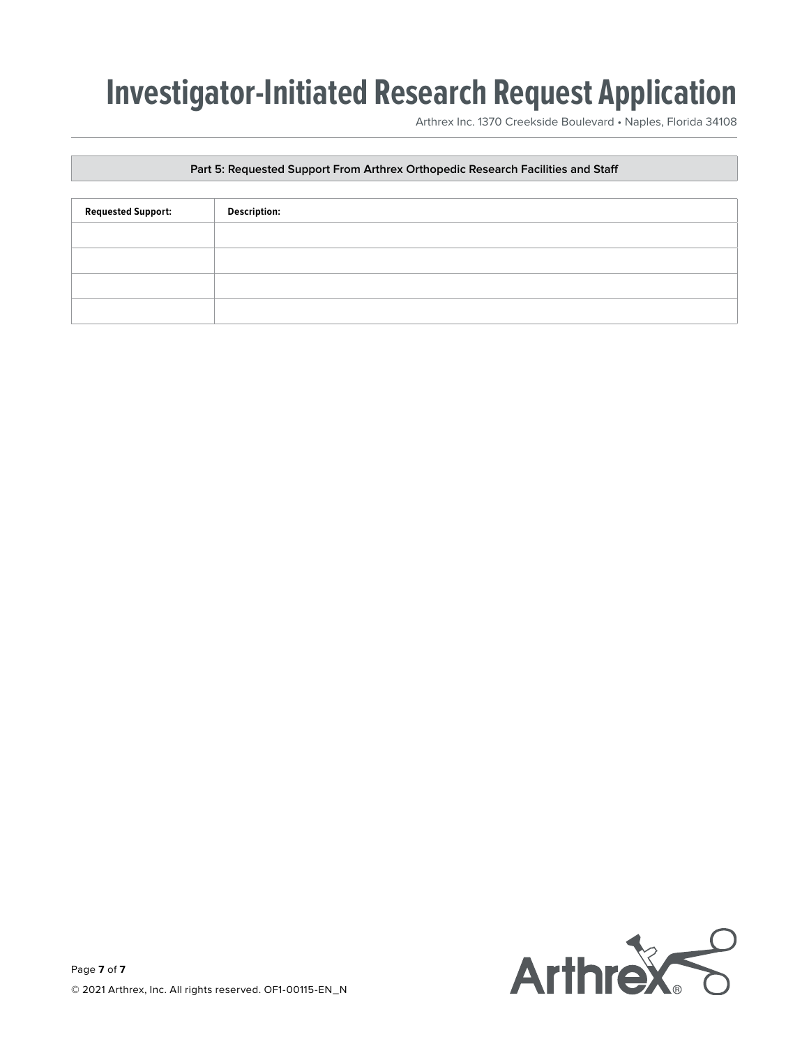# Investigator-Initiated Research Request Application

Arthrex Inc. 1370 Creekside Boulevard • Naples, Florida 34108

## Part 5: Requested Support From Arthrex Orthopedic Research Facilities and Staff

| Requested Support: | Description: |
| --- | --- |
| | |
| | |
| | |
| | |

© 2021 Arthrex, Inc. All rights reserved. OF1-00115-EN_N